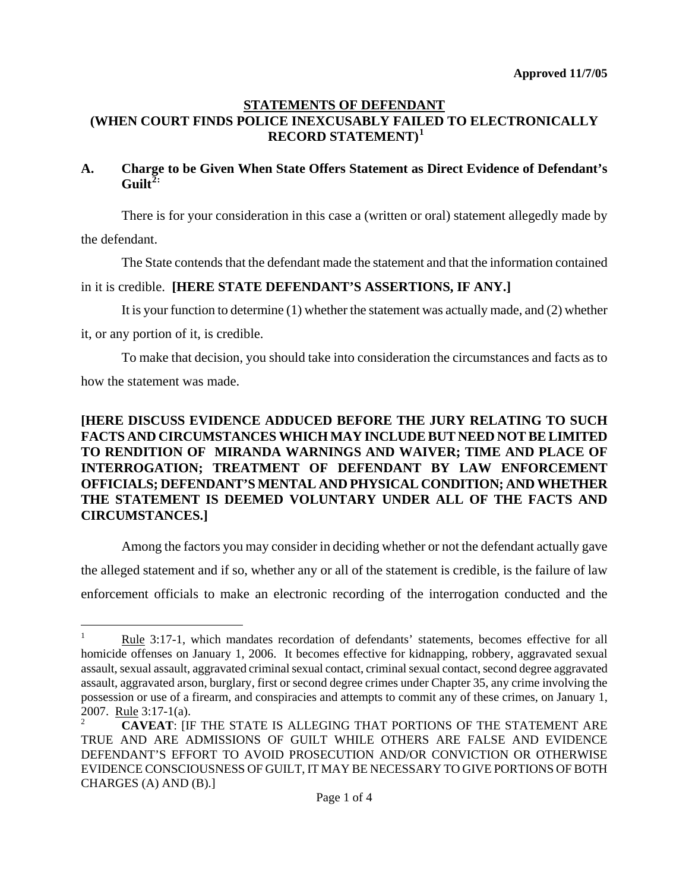**Approved 11/7/05**

## STATEMENTS OF DEFENDANT
## (WHEN COURT FINDS POLICE INEXCUSABLY FAILED TO ELECTRONICALLY RECORD STATEMENT)[1]

### A. Charge to be Given When State Offers Statement as Direct Evidence of Defendant's Guilt[2]:

There is for your consideration in this case a (written or oral) statement allegedly made by the defendant.

The State contends that the defendant made the statement and that the information contained in it is credible. **[HERE STATE DEFENDANT'S ASSERTIONS, IF ANY.]**

It is your function to determine (1) whether the statement was actually made, and (2) whether it, or any portion of it, is credible.

To make that decision, you should take into consideration the circumstances and facts as to how the statement was made.

**[HERE DISCUSS EVIDENCE ADDUCED BEFORE THE JURY RELATING TO SUCH FACTS AND CIRCUMSTANCES WHICH MAY INCLUDE BUT NEED NOT BE LIMITED TO RENDITION OF MIRANDA WARNINGS AND WAIVER; TIME AND PLACE OF INTERROGATION; TREATMENT OF DEFENDANT BY LAW ENFORCEMENT OFFICIALS; DEFENDANT'S MENTAL AND PHYSICAL CONDITION; AND WHETHER THE STATEMENT IS DEEMED VOLUNTARY UNDER ALL OF THE FACTS AND CIRCUMSTANCES.]**

Among the factors you may consider in deciding whether or not the defendant actually gave the alleged statement and if so, whether any or all of the statement is credible, is the failure of law enforcement officials to make an electronic recording of the interrogation conducted and the

---

[1] Rule 3:17-1, which mandates recordation of defendants' statements, becomes effective for all homicide offenses on January 1, 2006. It becomes effective for kidnapping, robbery, aggravated sexual assault, sexual assault, aggravated criminal sexual contact, criminal sexual contact, second degree aggravated assault, aggravated arson, burglary, first or second degree crimes under Chapter 35, any crime involving the possession or use of a firearm, and conspiracies and attempts to commit any of these crimes, on January 1, 2007. Rule 3:17-1(a).

[2] **CAVEAT**: [IF THE STATE IS ALLEGING THAT PORTIONS OF THE STATEMENT ARE TRUE AND ARE ADMISSIONS OF GUILT WHILE OTHERS ARE FALSE AND EVIDENCE DEFENDANT'S EFFORT TO AVOID PROSECUTION AND/OR CONVICTION OR OTHERWISE EVIDENCE CONSCIOUSNESS OF GUILT, IT MAY BE NECESSARY TO GIVE PORTIONS OF BOTH CHARGES (A) AND (B).]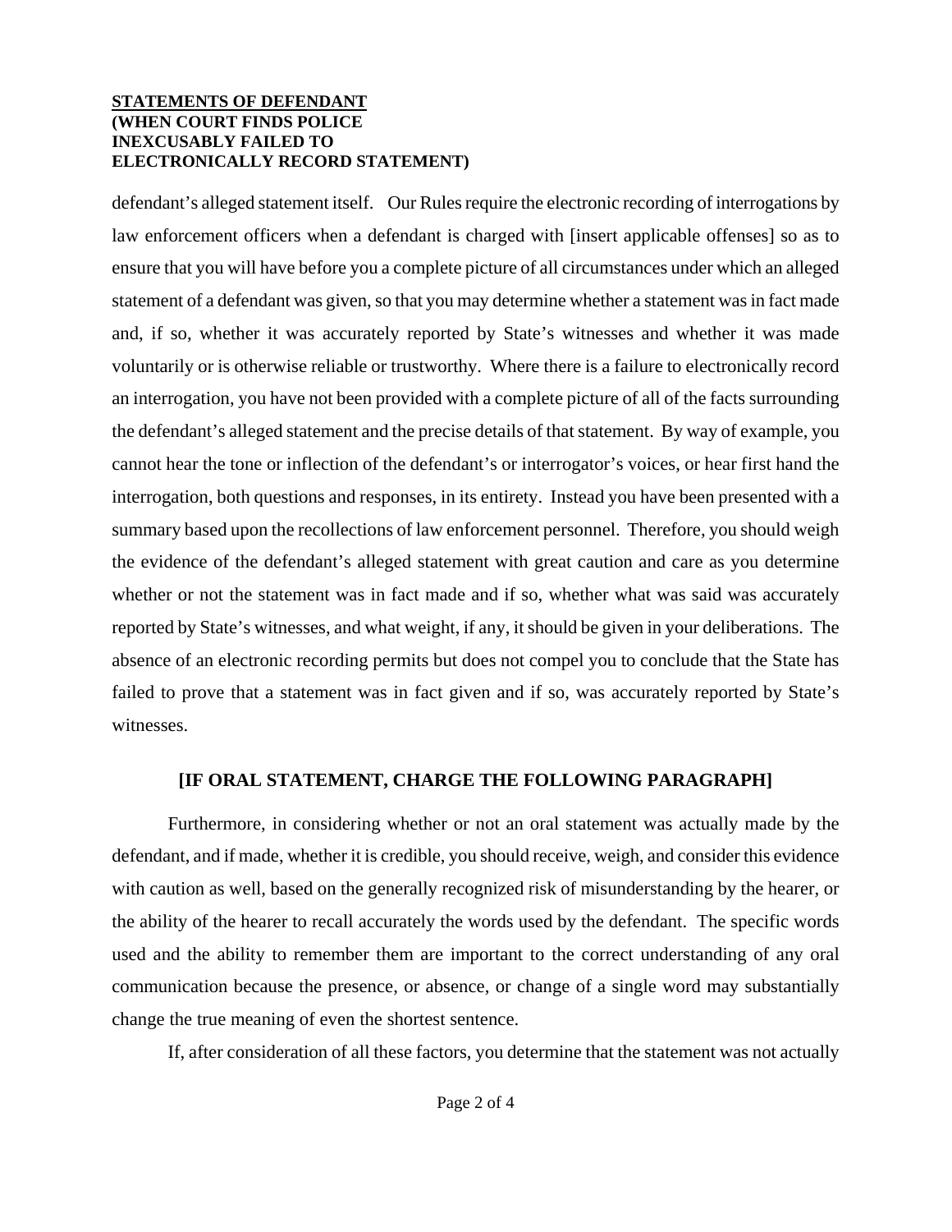defendant's alleged statement itself. Our Rules require the electronic recording of interrogations by law enforcement officers when a defendant is charged with [insert applicable offenses] so as to ensure that you will have before you a complete picture of all circumstances under which an alleged statement of a defendant was given, so that you may determine whether a statement was in fact made and, if so, whether it was accurately reported by State's witnesses and whether it was made voluntarily or is otherwise reliable or trustworthy. Where there is a failure to electronically record an interrogation, you have not been provided with a complete picture of all of the facts surrounding the defendant's alleged statement and the precise details of that statement. By way of example, you cannot hear the tone or inflection of the defendant's or interrogator's voices, or hear first hand the interrogation, both questions and responses, in its entirety. Instead you have been presented with a summary based upon the recollections of law enforcement personnel. Therefore, you should weigh the evidence of the defendant's alleged statement with great caution and care as you determine whether or not the statement was in fact made and if so, whether what was said was accurately reported by State's witnesses, and what weight, if any, it should be given in your deliberations. The absence of an electronic recording permits but does not compel you to conclude that the State has failed to prove that a statement was in fact given and if so, was accurately reported by State's witnesses.

**[IF ORAL STATEMENT, CHARGE THE FOLLOWING PARAGRAPH]**

Furthermore, in considering whether or not an oral statement was actually made by the defendant, and if made, whether it is credible, you should receive, weigh, and consider this evidence with caution as well, based on the generally recognized risk of misunderstanding by the hearer, or the ability of the hearer to recall accurately the words used by the defendant. The specific words used and the ability to remember them are important to the correct understanding of any oral communication because the presence, or absence, or change of a single word may substantially change the true meaning of even the shortest sentence.

If, after consideration of all these factors, you determine that the statement was not actually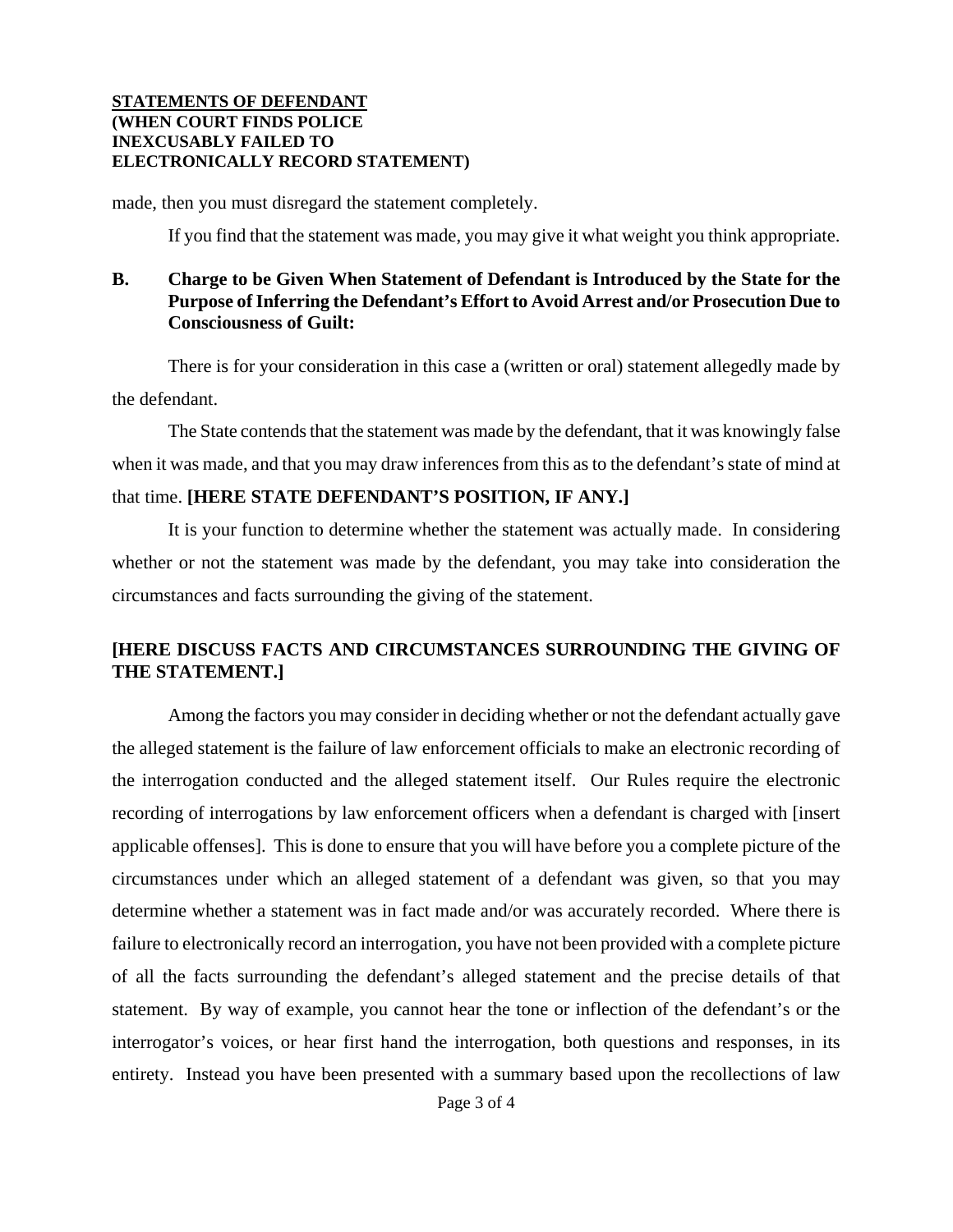made, then you must disregard the statement completely.

If you find that the statement was made, you may give it what weight you think appropriate.

### B. Charge to be Given When Statement of Defendant is Introduced by the State for the Purpose of Inferring the Defendant's Effort to Avoid Arrest and/or Prosecution Due to Consciousness of Guilt:

There is for your consideration in this case a (written or oral) statement allegedly made by the defendant.

The State contends that the statement was made by the defendant, that it was knowingly false when it was made, and that you may draw inferences from this as to the defendant's state of mind at that time. **[HERE STATE DEFENDANT'S POSITION, IF ANY.]**

It is your function to determine whether the statement was actually made. In considering whether or not the statement was made by the defendant, you may take into consideration the circumstances and facts surrounding the giving of the statement.

**[HERE DISCUSS FACTS AND CIRCUMSTANCES SURROUNDING THE GIVING OF THE STATEMENT.]**

Among the factors you may consider in deciding whether or not the defendant actually gave the alleged statement is the failure of law enforcement officials to make an electronic recording of the interrogation conducted and the alleged statement itself. Our Rules require the electronic recording of interrogations by law enforcement officers when a defendant is charged with [insert applicable offenses]. This is done to ensure that you will have before you a complete picture of the circumstances under which an alleged statement of a defendant was given, so that you may determine whether a statement was in fact made and/or was accurately recorded. Where there is failure to electronically record an interrogation, you have not been provided with a complete picture of all the facts surrounding the defendant's alleged statement and the precise details of that statement. By way of example, you cannot hear the tone or inflection of the defendant's or the interrogator's voices, or hear first hand the interrogation, both questions and responses, in its entirety. Instead you have been presented with a summary based upon the recollections of law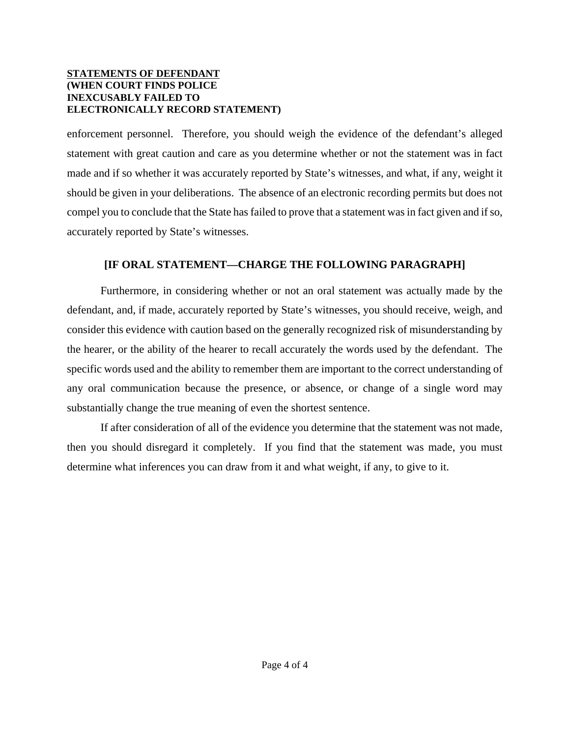enforcement personnel. Therefore, you should weigh the evidence of the defendant's alleged statement with great caution and care as you determine whether or not the statement was in fact made and if so whether it was accurately reported by State's witnesses, and what, if any, weight it should be given in your deliberations. The absence of an electronic recording permits but does not compel you to conclude that the State has failed to prove that a statement was in fact given and if so, accurately reported by State's witnesses.

**[IF ORAL STATEMENT—CHARGE THE FOLLOWING PARAGRAPH]**

Furthermore, in considering whether or not an oral statement was actually made by the defendant, and, if made, accurately reported by State's witnesses, you should receive, weigh, and consider this evidence with caution based on the generally recognized risk of misunderstanding by the hearer, or the ability of the hearer to recall accurately the words used by the defendant. The specific words used and the ability to remember them are important to the correct understanding of any oral communication because the presence, or absence, or change of a single word may substantially change the true meaning of even the shortest sentence.

If after consideration of all of the evidence you determine that the statement was not made, then you should disregard it completely. If you find that the statement was made, you must determine what inferences you can draw from it and what weight, if any, to give to it.